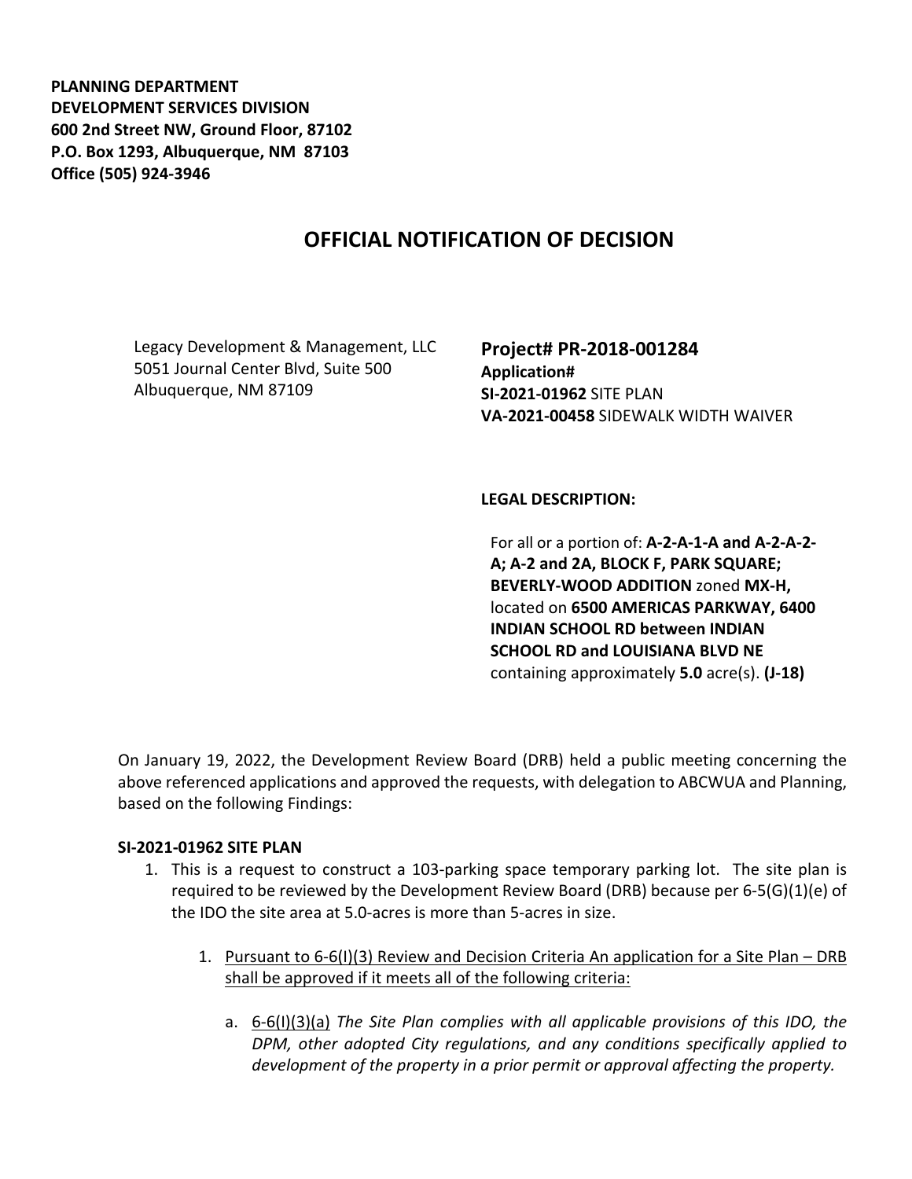**PLANNING DEPARTMENT**
**DEVELOPMENT SERVICES DIVISION**
**600 2nd Street NW, Ground Floor, 87102**
**P.O. Box 1293, Albuquerque, NM 87103**
**Office (505) 924-3946**

# OFFICIAL NOTIFICATION OF DECISION

Legacy Development & Management, LLC
5051 Journal Center Blvd, Suite 500
Albuquerque, NM 87109

**Project# PR-2018-001284**
**Application#**
**SI-2021-01962** SITE PLAN
**VA-2021-00458** SIDEWALK WIDTH WAIVER

**LEGAL DESCRIPTION:**

For all or a portion of: **A-2-A-1-A and A-2-A-2-A; A-2 and 2A, BLOCK F, PARK SQUARE; BEVERLY-WOOD ADDITION** zoned **MX-H,** located on **6500 AMERICAS PARKWAY, 6400 INDIAN SCHOOL RD between INDIAN SCHOOL RD and LOUISIANA BLVD NE** containing approximately **5.0** acre(s). **(J-18)**

On January 19, 2022, the Development Review Board (DRB) held a public meeting concerning the above referenced applications and approved the requests, with delegation to ABCWUA and Planning, based on the following Findings:

**SI-2021-01962 SITE PLAN**

1. This is a request to construct a 103-parking space temporary parking lot. The site plan is required to be reviewed by the Development Review Board (DRB) because per 6-5(G)(1)(e) of the IDO the site area at 5.0-acres is more than 5-acres in size.

   1. Pursuant to 6-6(I)(3) Review and Decision Criteria An application for a Site Plan – DRB shall be approved if it meets all of the following criteria:

      a. 6-6(I)(3)(a) *The Site Plan complies with all applicable provisions of this IDO, the DPM, other adopted City regulations, and any conditions specifically applied to development of the property in a prior permit or approval affecting the property.*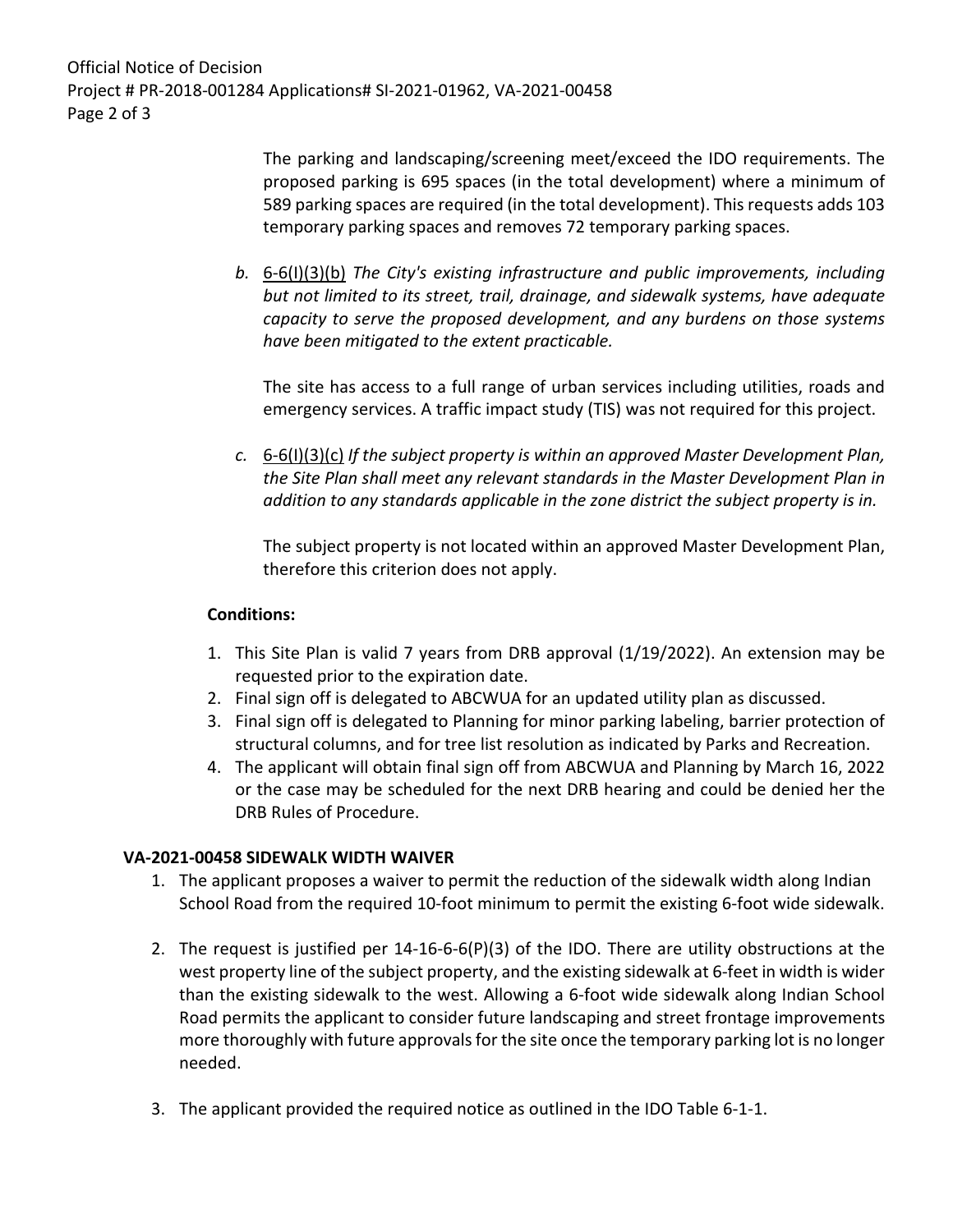The parking and landscaping/screening meet/exceed the IDO requirements. The proposed parking is 695 spaces (in the total development) where a minimum of 589 parking spaces are required (in the total development). This requests adds 103 temporary parking spaces and removes 72 temporary parking spaces.

*b.* 6-6(I)(3)(b) *The City's existing infrastructure and public improvements, including but not limited to its street, trail, drainage, and sidewalk systems, have adequate capacity to serve the proposed development, and any burdens on those systems have been mitigated to the extent practicable.*

The site has access to a full range of urban services including utilities, roads and emergency services. A traffic impact study (TIS) was not required for this project.

*c.* 6-6(I)(3)(c) *If the subject property is within an approved Master Development Plan, the Site Plan shall meet any relevant standards in the Master Development Plan in addition to any standards applicable in the zone district the subject property is in.*

The subject property is not located within an approved Master Development Plan, therefore this criterion does not apply.

**Conditions:**

1. This Site Plan is valid 7 years from DRB approval (1/19/2022). An extension may be requested prior to the expiration date.
2. Final sign off is delegated to ABCWUA for an updated utility plan as discussed.
3. Final sign off is delegated to Planning for minor parking labeling, barrier protection of structural columns, and for tree list resolution as indicated by Parks and Recreation.
4. The applicant will obtain final sign off from ABCWUA and Planning by March 16, 2022 or the case may be scheduled for the next DRB hearing and could be denied her the DRB Rules of Procedure.

**VA-2021-00458 SIDEWALK WIDTH WAIVER**

1. The applicant proposes a waiver to permit the reduction of the sidewalk width along Indian School Road from the required 10-foot minimum to permit the existing 6-foot wide sidewalk.
2. The request is justified per 14-16-6-6(P)(3) of the IDO. There are utility obstructions at the west property line of the subject property, and the existing sidewalk at 6-feet in width is wider than the existing sidewalk to the west. Allowing a 6-foot wide sidewalk along Indian School Road permits the applicant to consider future landscaping and street frontage improvements more thoroughly with future approvals for the site once the temporary parking lot is no longer needed.
3. The applicant provided the required notice as outlined in the IDO Table 6-1-1.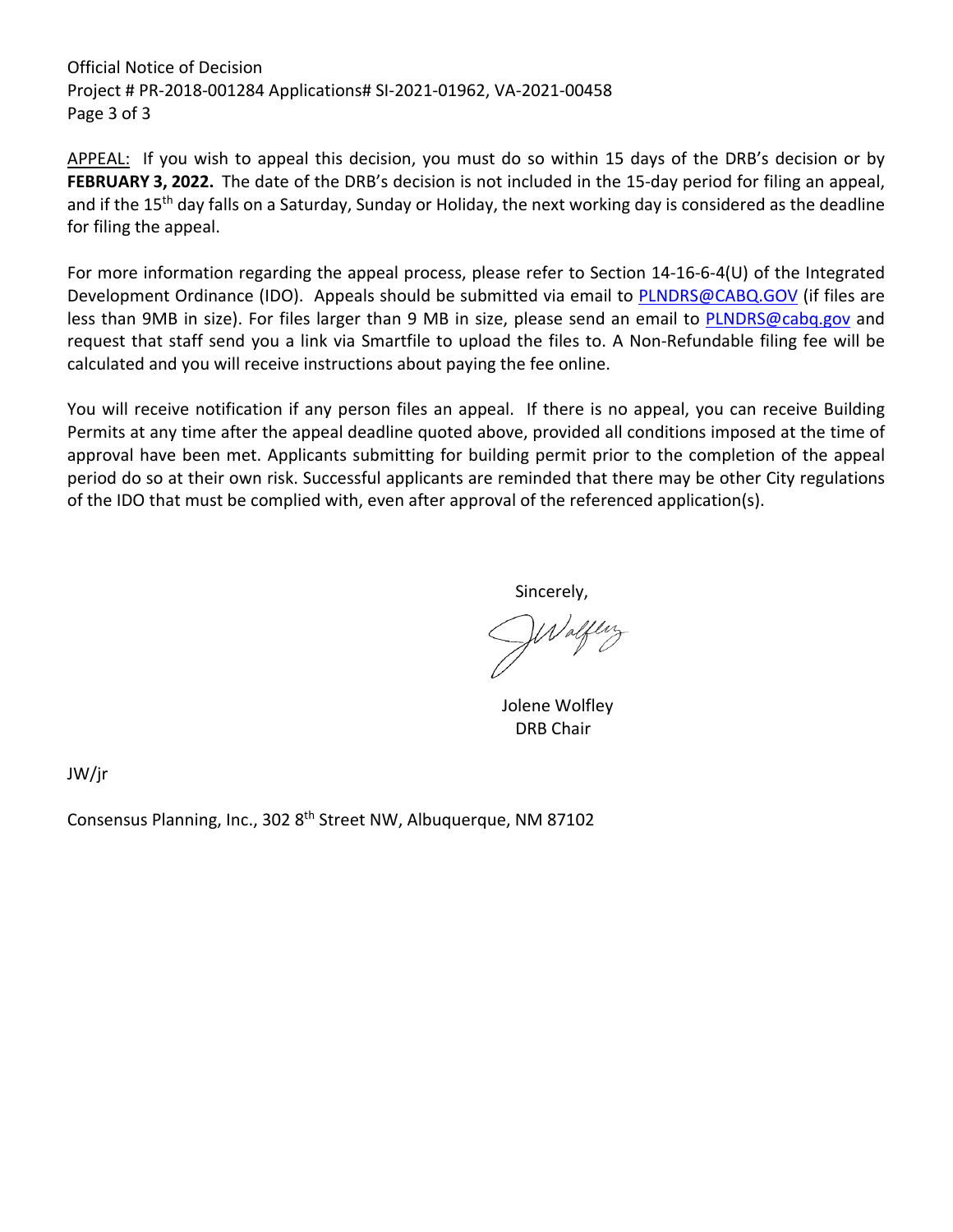APPEAL: If you wish to appeal this decision, you must do so within 15 days of the DRB's decision or by **FEBRUARY 3, 2022.** The date of the DRB's decision is not included in the 15-day period for filing an appeal, and if the 15th day falls on a Saturday, Sunday or Holiday, the next working day is considered as the deadline for filing the appeal.

For more information regarding the appeal process, please refer to Section 14-16-6-4(U) of the Integrated Development Ordinance (IDO). Appeals should be submitted via email to PLNDRS@CABQ.GOV (if files are less than 9MB in size). For files larger than 9 MB in size, please send an email to PLNDRS@cabq.gov and request that staff send you a link via Smartfile to upload the files to. A Non-Refundable filing fee will be calculated and you will receive instructions about paying the fee online.

You will receive notification if any person files an appeal. If there is no appeal, you can receive Building Permits at any time after the appeal deadline quoted above, provided all conditions imposed at the time of approval have been met. Applicants submitting for building permit prior to the completion of the appeal period do so at their own risk. Successful applicants are reminded that there may be other City regulations of the IDO that must be complied with, even after approval of the referenced application(s).

Sincerely,

Jolene Wolfley
DRB Chair

JW/jr

Consensus Planning, Inc., 302 8th Street NW, Albuquerque, NM 87102